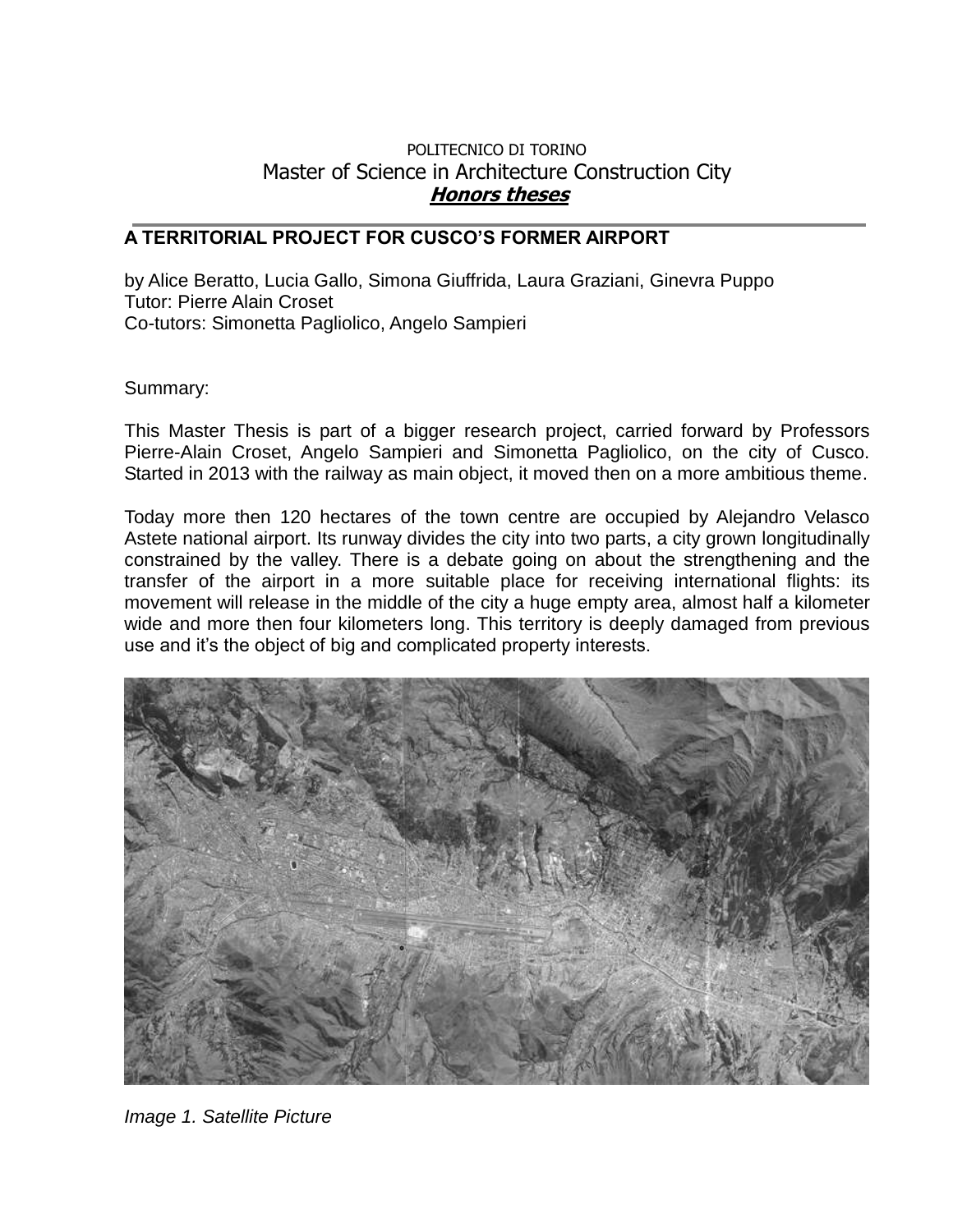POLITECNICO DI TORINO

Master of Science in Architecture Construction City

***Honors theses***

---

**A TERRITORIAL PROJECT FOR CUSCO'S FORMER AIRPORT**

by Alice Beratto, Lucia Gallo, Simona Giuffrida, Laura Graziani, Ginevra Puppo
Tutor: Pierre Alain Croset
Co-tutors: Simonetta Pagliolico, Angelo Sampieri

Summary:

This Master Thesis is part of a bigger research project, carried forward by Professors Pierre-Alain Croset, Angelo Sampieri and Simonetta Pagliolico, on the city of Cusco. Started in 2013 with the railway as main object, it moved then on a more ambitious theme.

Today more then 120 hectares of the town centre are occupied by Alejandro Velasco Astete national airport. Its runway divides the city into two parts, a city grown longitudinally constrained by the valley. There is a debate going on about the strengthening and the transfer of the airport in a more suitable place for receiving international flights: its movement will release in the middle of the city a huge empty area, almost half a kilometer wide and more then four kilometers long. This territory is deeply damaged from previous use and it's the object of big and complicated property interests.

*Image 1. Satellite Picture*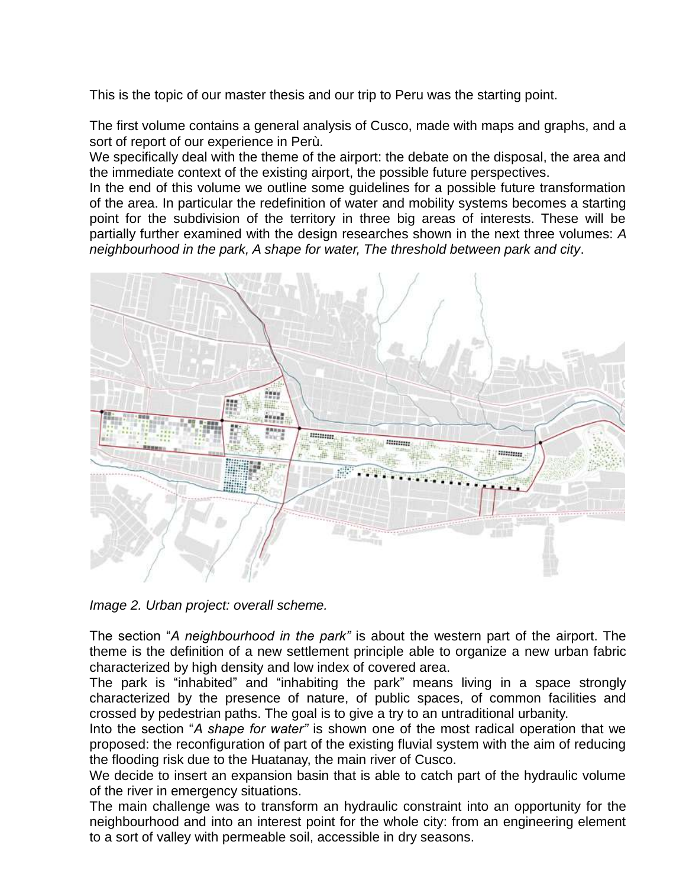This is the topic of our master thesis and our trip to Peru was the starting point.

The first volume contains a general analysis of Cusco, made with maps and graphs, and a sort of report of our experience in Perù.
We specifically deal with the theme of the airport: the debate on the disposal, the area and the immediate context of the existing airport, the possible future perspectives.
In the end of this volume we outline some guidelines for a possible future transformation of the area. In particular the redefinition of water and mobility systems becomes a starting point for the subdivision of the territory in three big areas of interests. These will be partially further examined with the design researches shown in the next three volumes: *A neighbourhood in the park, A shape for water, The threshold between park and city*.

*Image 2. Urban project: overall scheme.*

The section "*A neighbourhood in the park"* is about the western part of the airport. The theme is the definition of a new settlement principle able to organize a new urban fabric characterized by high density and low index of covered area.
The park is "inhabited" and "inhabiting the park" means living in a space strongly characterized by the presence of nature, of public spaces, of common facilities and crossed by pedestrian paths. The goal is to give a try to an untraditional urbanity.
Into the section "*A shape for water"* is shown one of the most radical operation that we proposed: the reconfiguration of part of the existing fluvial system with the aim of reducing the flooding risk due to the Huatanay, the main river of Cusco.
We decide to insert an expansion basin that is able to catch part of the hydraulic volume of the river in emergency situations.
The main challenge was to transform an hydraulic constraint into an opportunity for the neighbourhood and into an interest point for the whole city: from an engineering element to a sort of valley with permeable soil, accessible in dry seasons.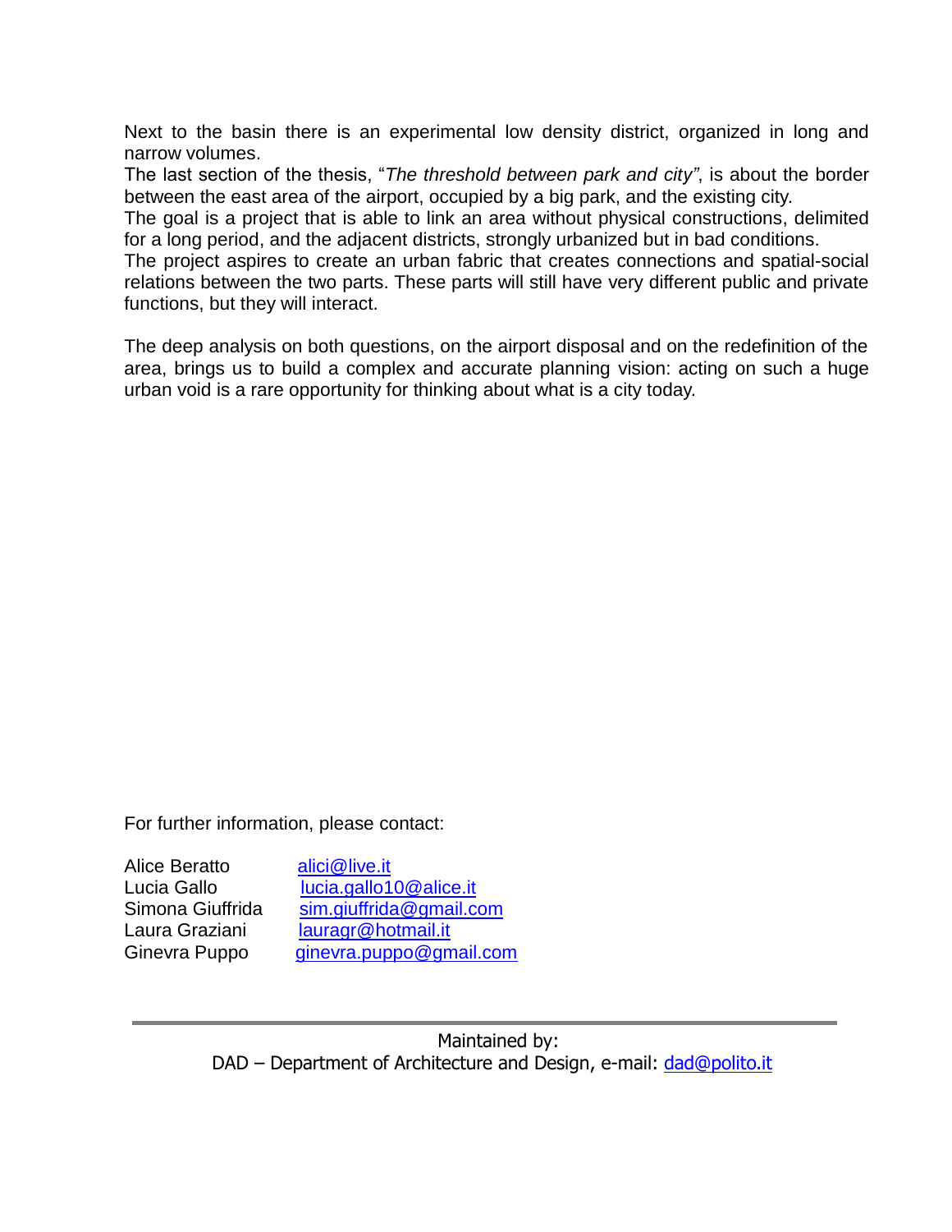Next to the basin there is an experimental low density district, organized in long and narrow volumes.
The last section of the thesis, "*The threshold between park and city"*, is about the border between the east area of the airport, occupied by a big park, and the existing city.
The goal is a project that is able to link an area without physical constructions, delimited for a long period, and the adjacent districts, strongly urbanized but in bad conditions.
The project aspires to create an urban fabric that creates connections and spatial-social relations between the two parts. These parts will still have very different public and private functions, but they will interact.

The deep analysis on both questions, on the airport disposal and on the redefinition of the area, brings us to build a complex and accurate planning vision: acting on such a huge urban void is a rare opportunity for thinking about what is a city today.

For further information, please contact:

| | |
|---|---|
| Alice Beratto | alici@live.it |
| Lucia Gallo | lucia.gallo10@alice.it |
| Simona Giuffrida | sim.giuffrida@gmail.com |
| Laura Graziani | lauragr@hotmail.it |
| Ginevra Puppo | ginevra.puppo@gmail.com |

Maintained by:
DAD – Department of Architecture and Design, e-mail: dad@polito.it